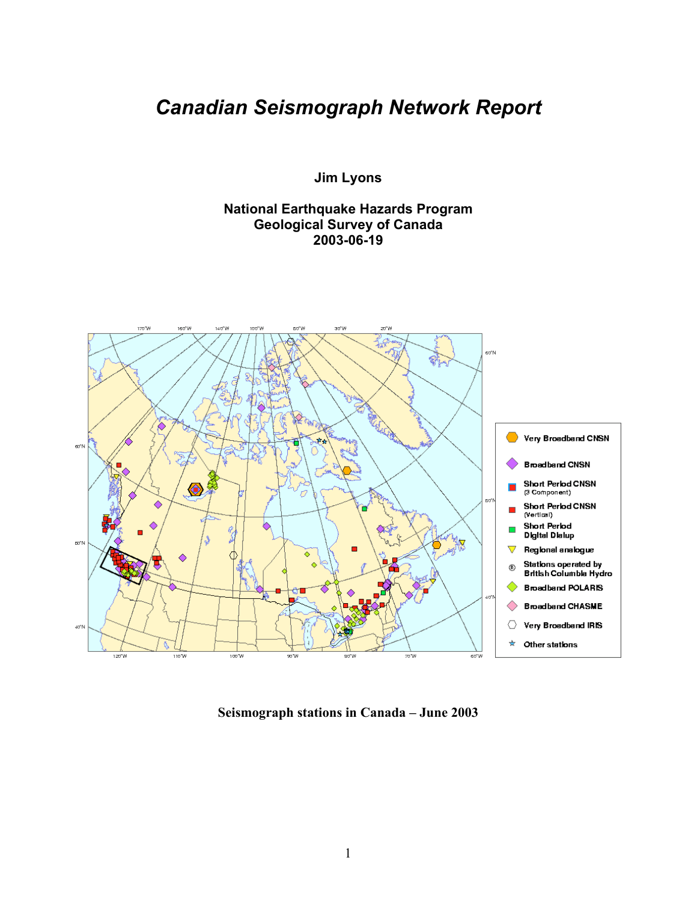# *Canadian Seismograph Network Report*

**Jim Lyons**

**National Earthquake Hazards Program**
**Geological Survey of Canada**
**2003-06-19**

**Seismograph stations in Canada – June 2003**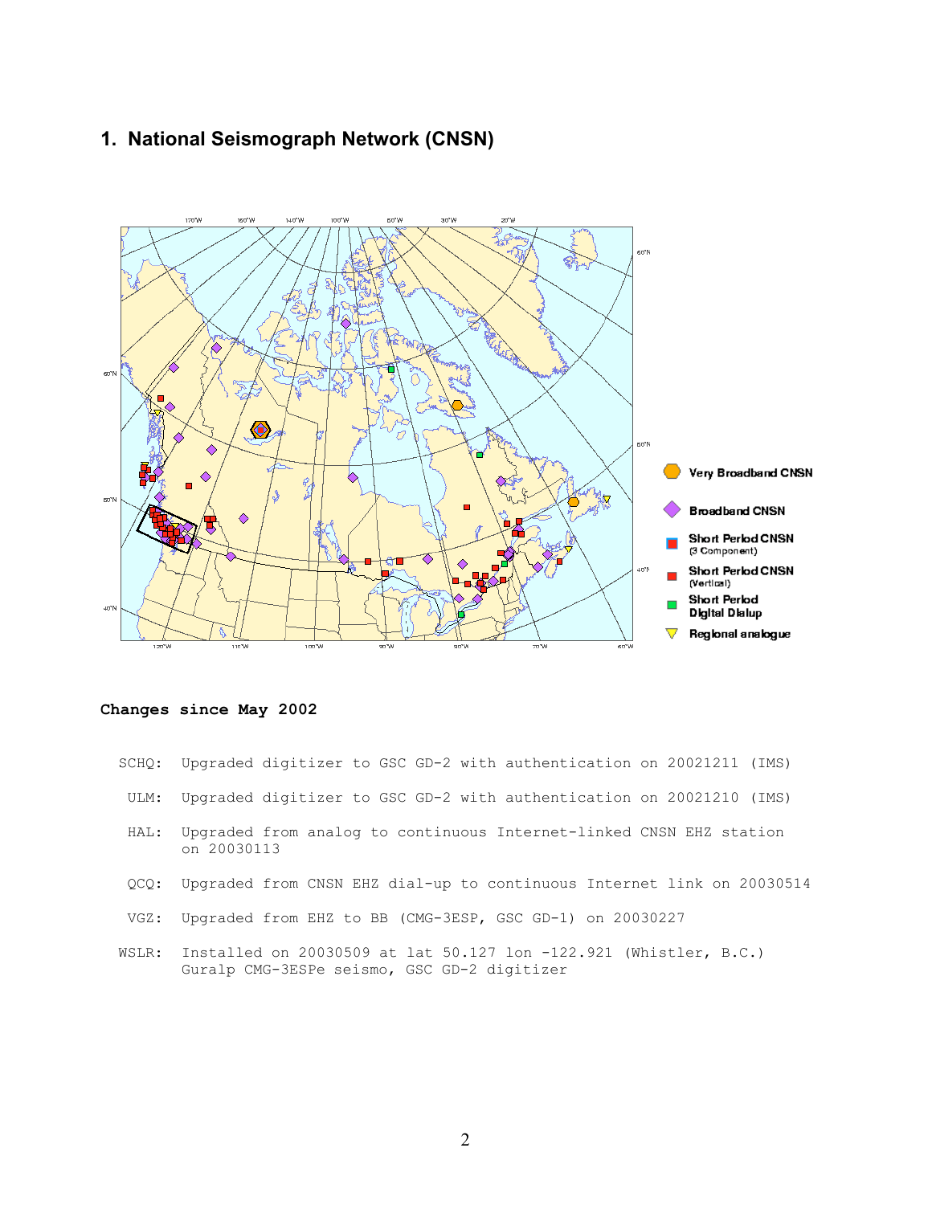## 1. National Seismograph Network (CNSN)

**Changes since May 2002**

SCHQ: Upgraded digitizer to GSC GD-2 with authentication on 20021211 (IMS)

ULM: Upgraded digitizer to GSC GD-2 with authentication on 20021210 (IMS)

HAL: Upgraded from analog to continuous Internet-linked CNSN EHZ station on 20030113

QCQ: Upgraded from CNSN EHZ dial-up to continuous Internet link on 20030514

VGZ: Upgraded from EHZ to BB (CMG-3ESP, GSC GD-1) on 20030227

WSLR: Installed on 20030509 at lat 50.127 lon -122.921 (Whistler, B.C.) Guralp CMG-3ESPe seismo, GSC GD-2 digitizer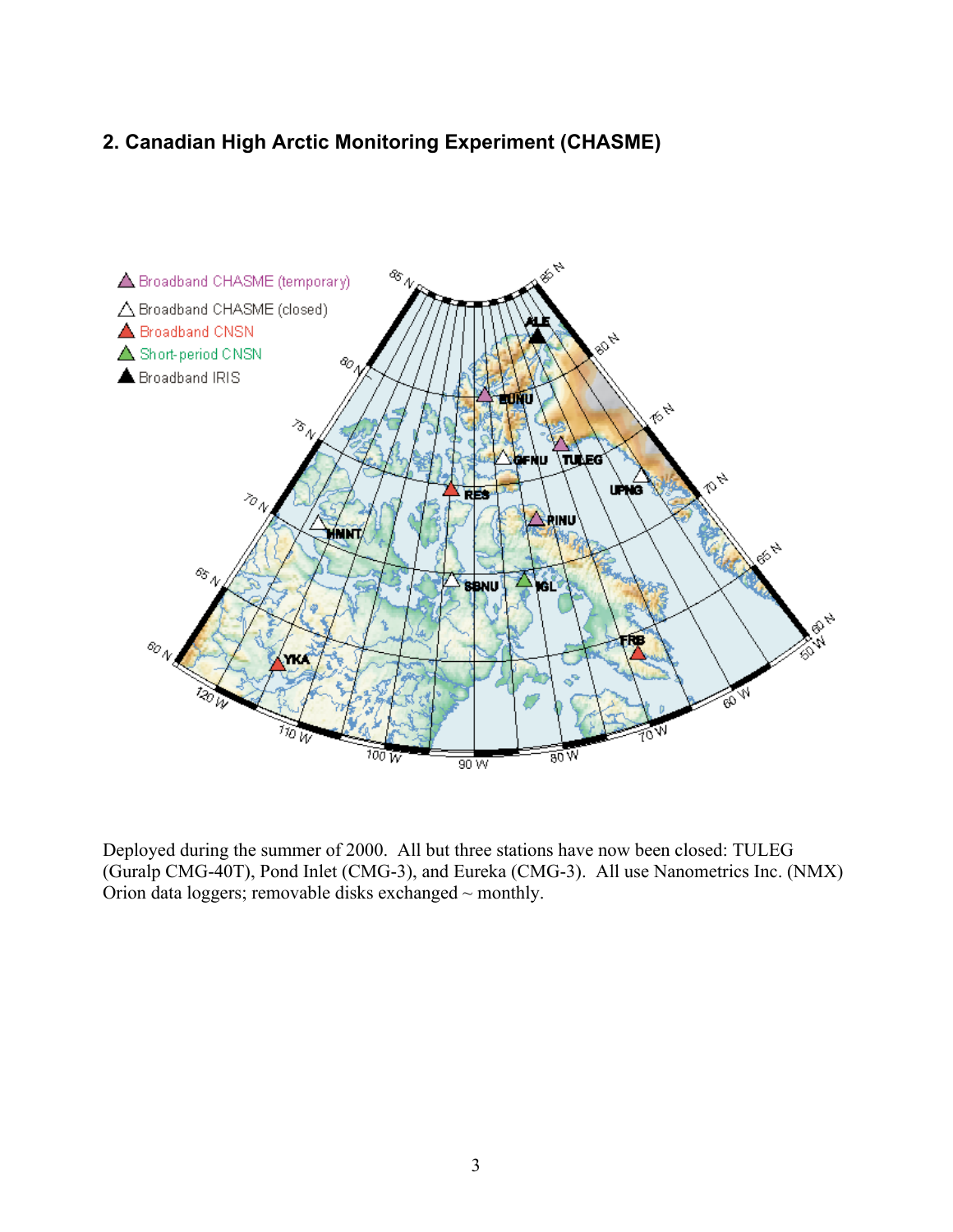## 2. Canadian High Arctic Monitoring Experiment (CHASME)

Deployed during the summer of 2000. All but three stations have now been closed: TULEG (Guralp CMG-40T), Pond Inlet (CMG-3), and Eureka (CMG-3). All use Nanometrics Inc. (NMX) Orion data loggers; removable disks exchanged ~ monthly.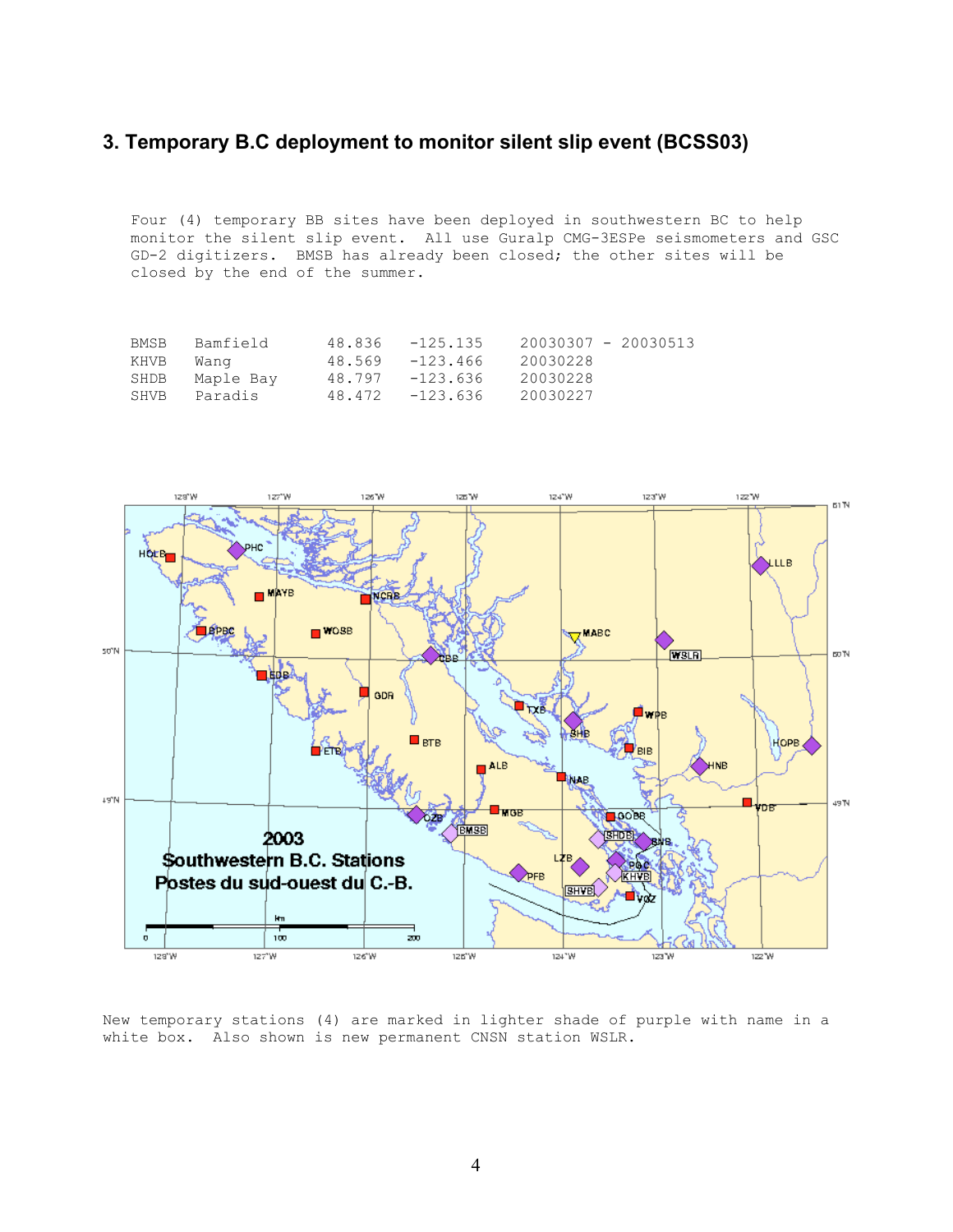### 3. Temporary B.C deployment to monitor silent slip event (BCSS03)

Four (4) temporary BB sites have been deployed in southwestern BC to help monitor the silent slip event. All use Guralp CMG-3ESPe seismometers and GSC GD-2 digitizers. BMSB has already been closed; the other sites will be closed by the end of the summer.

| | | | | |
|---|---|---|---|---|
| BMSB | Bamfield | 48.836 | -125.135 | 20030307 - 20030513 |
| KHVB | Wang | 48.569 | -123.466 | 20030228 |
| SHDB | Maple Bay | 48.797 | -123.636 | 20030228 |
| SHVB | Paradis | 48.472 | -123.636 | 20030227 |

New temporary stations (4) are marked in lighter shade of purple with name in a white box. Also shown is new permanent CNSN station WSLR.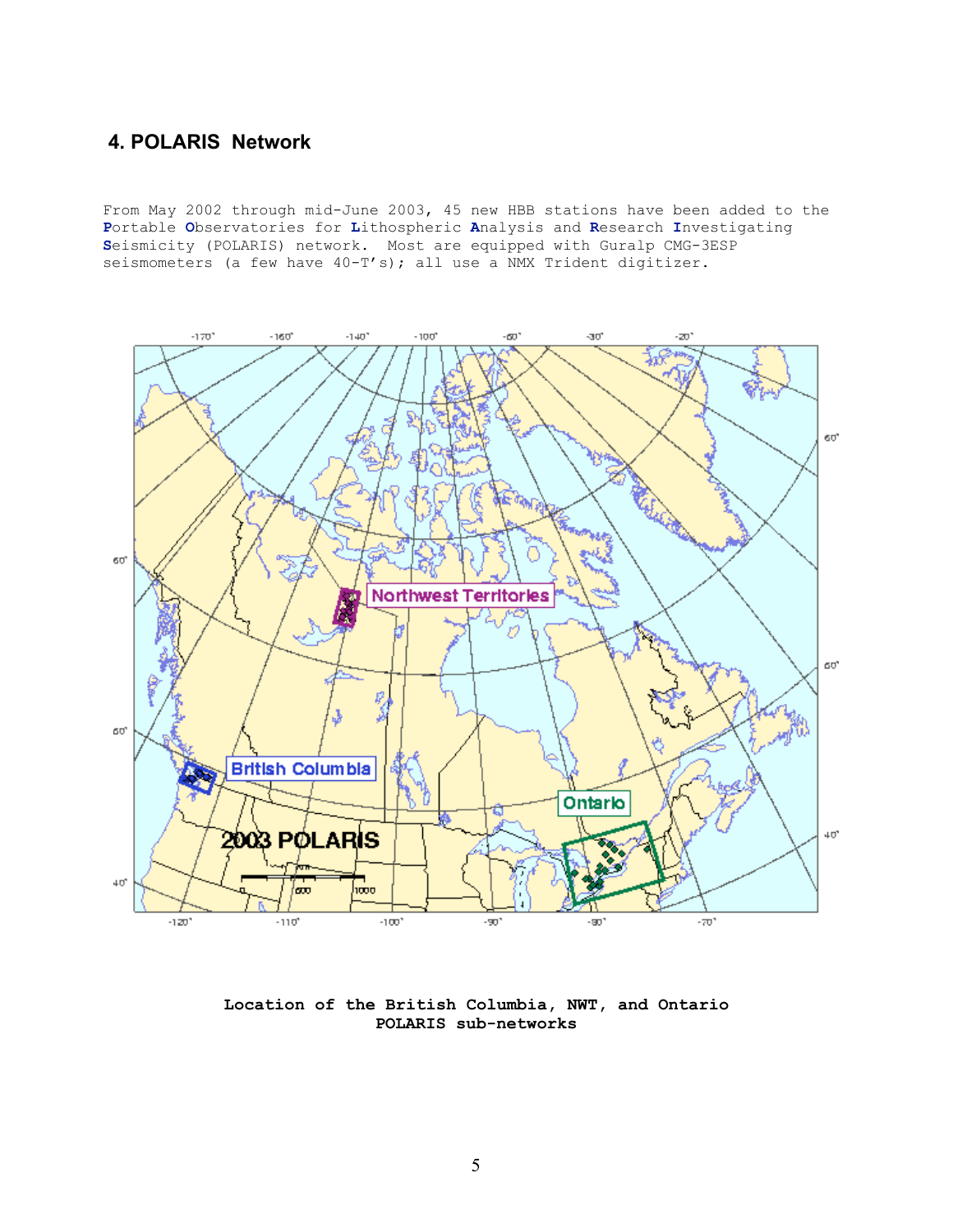## 4. POLARIS Network

From May 2002 through mid-June 2003, 45 new HBB stations have been added to the **P**ortable **O**bservatories for **L**ithospheric **A**nalysis and **R**esearch **I**nvestigating **S**eismicity (POLARIS) network. Most are equipped with Guralp CMG-3ESP seismometers (a few have 40-T's); all use a NMX Trident digitizer.

**Location of the British Columbia, NWT, and Ontario POLARIS sub-networks**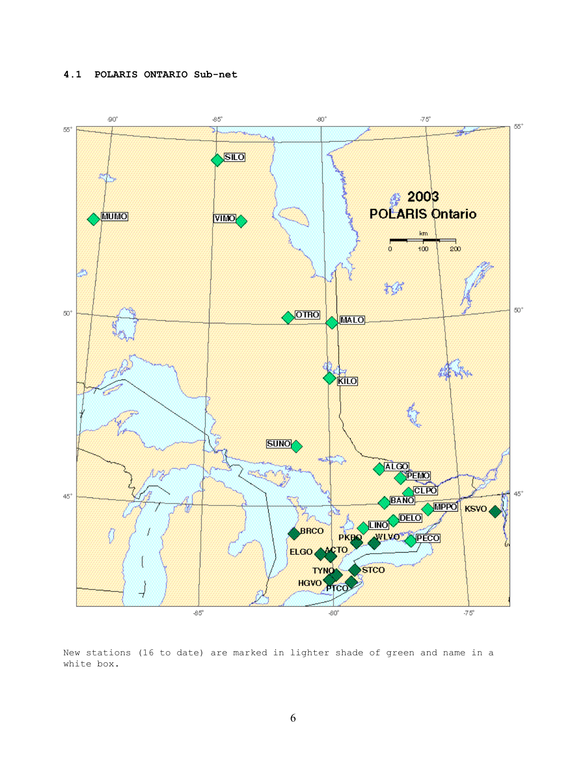### 4.1 POLARIS ONTARIO Sub-net

New stations (16 to date) are marked in lighter shade of green and name in a white box.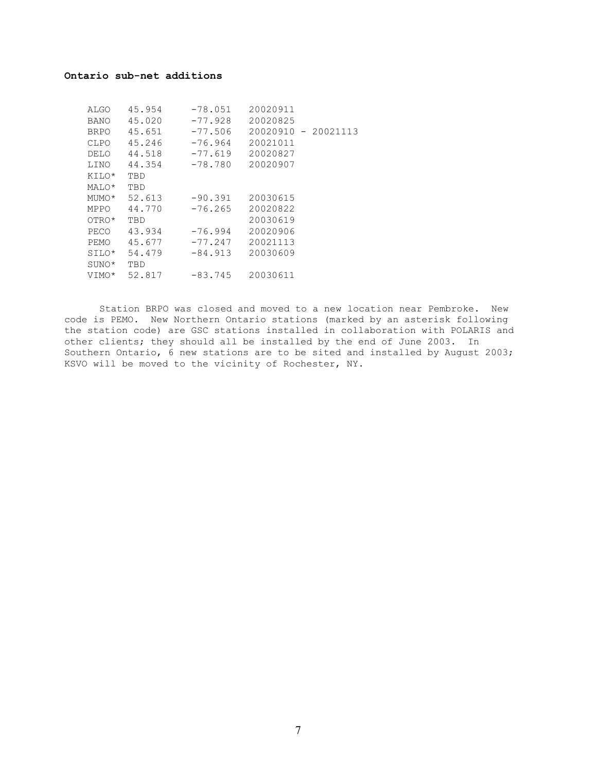**Ontario sub-net additions**

| | | | |
|---|---|---|---|
| ALGO | 45.954 | -78.051 | 20020911 |
| BANO | 45.020 | -77.928 | 20020825 |
| BRPO | 45.651 | -77.506 | 20020910 - 20021113 |
| CLPO | 45.246 | -76.964 | 20021011 |
| DELO | 44.518 | -77.619 | 20020827 |
| LINO | 44.354 | -78.780 | 20020907 |
| KILO* | TBD | | |
| MALO* | TBD | | |
| MUMO* | 52.613 | -90.391 | 20030615 |
| MPPO | 44.770 | -76.265 | 20020822 |
| OTRO* | TBD | | 20030619 |
| PECO | 43.934 | -76.994 | 20020906 |
| PEMO | 45.677 | -77.247 | 20021113 |
| SILO* | 54.479 | -84.913 | 20030609 |
| SUNO* | TBD | | |
| VIMO* | 52.817 | -83.745 | 20030611 |

Station BRPO was closed and moved to a new location near Pembroke. New code is PEMO. New Northern Ontario stations (marked by an asterisk following the station code) are GSC stations installed in collaboration with POLARIS and other clients; they should all be installed by the end of June 2003. In Southern Ontario, 6 new stations are to be sited and installed by August 2003; KSVO will be moved to the vicinity of Rochester, NY.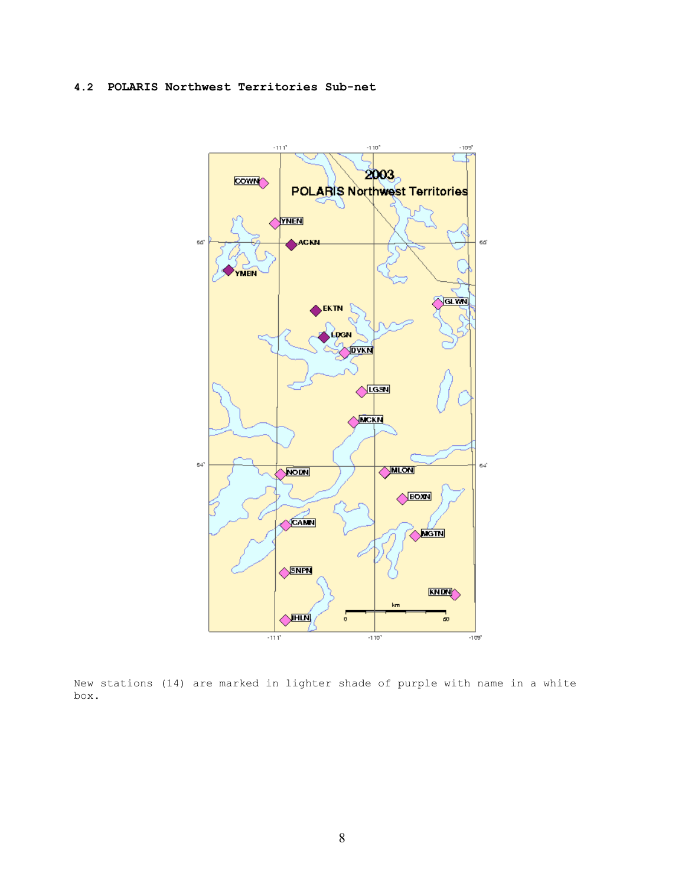## 4.2 POLARIS Northwest Territories Sub-net

New stations (14) are marked in lighter shade of purple with name in a white box.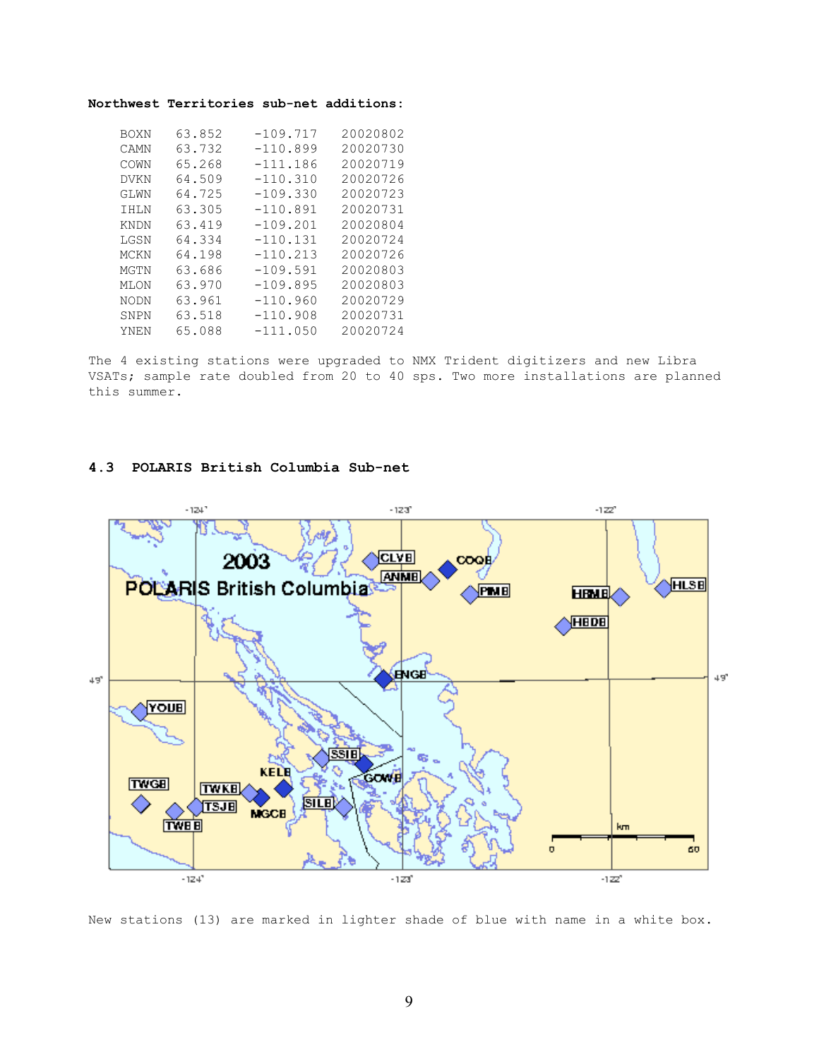**Northwest Territories sub-net additions:**

| | | | |
|---|---|---|---|
| BOXN | 63.852 | -109.717 | 20020802 |
| CAMN | 63.732 | -110.899 | 20020730 |
| COWN | 65.268 | -111.186 | 20020719 |
| DVKN | 64.509 | -110.310 | 20020726 |
| GLWN | 64.725 | -109.330 | 20020723 |
| IHLN | 63.305 | -110.891 | 20020731 |
| KNDN | 63.419 | -109.201 | 20020804 |
| LGSN | 64.334 | -110.131 | 20020724 |
| MCKN | 64.198 | -110.213 | 20020726 |
| MGTN | 63.686 | -109.591 | 20020803 |
| MLON | 63.970 | -109.895 | 20020803 |
| NODN | 63.961 | -110.960 | 20020729 |
| SNPN | 63.518 | -110.908 | 20020731 |
| YNEN | 65.088 | -111.050 | 20020724 |

The 4 existing stations were upgraded to NMX Trident digitizers and new Libra VSATs; sample rate doubled from 20 to 40 sps. Two more installations are planned this summer.

## 4.3 POLARIS British Columbia Sub-net

New stations (13) are marked in lighter shade of blue with name in a white box.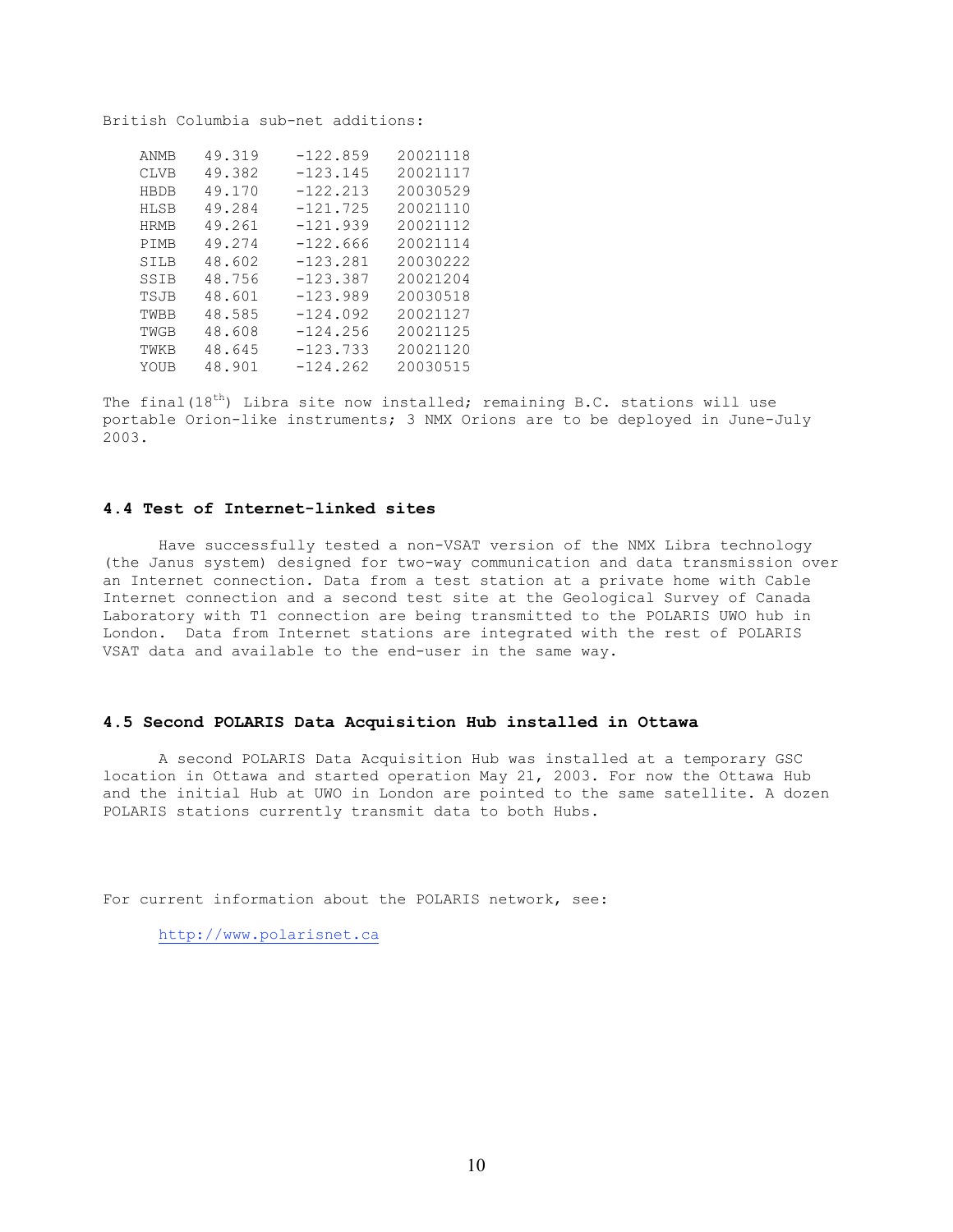British Columbia sub-net additions:

| | | | |
|---|---|---|---|
| ANMB | 49.319 | -122.859 | 20021118 |
| CLVB | 49.382 | -123.145 | 20021117 |
| HBDB | 49.170 | -122.213 | 20030529 |
| HLSB | 49.284 | -121.725 | 20021110 |
| HRMB | 49.261 | -121.939 | 20021112 |
| PIMB | 49.274 | -122.666 | 20021114 |
| SILB | 48.602 | -123.281 | 20030222 |
| SSIB | 48.756 | -123.387 | 20021204 |
| TSJB | 48.601 | -123.989 | 20030518 |
| TWBB | 48.585 | -124.092 | 20021127 |
| TWGB | 48.608 | -124.256 | 20021125 |
| TWKB | 48.645 | -123.733 | 20021120 |
| YOUB | 48.901 | -124.262 | 20030515 |

The final($18^{th}$) Libra site now installed; remaining B.C. stations will use portable Orion-like instruments; 3 NMX Orions are to be deployed in June-July 2003.

### 4.4 Test of Internet-linked sites

Have successfully tested a non-VSAT version of the NMX Libra technology (the Janus system) designed for two-way communication and data transmission over an Internet connection. Data from a test station at a private home with Cable Internet connection and a second test site at the Geological Survey of Canada Laboratory with T1 connection are being transmitted to the POLARIS UWO hub in London. Data from Internet stations are integrated with the rest of POLARIS VSAT data and available to the end-user in the same way.

### 4.5 Second POLARIS Data Acquisition Hub installed in Ottawa

A second POLARIS Data Acquisition Hub was installed at a temporary GSC location in Ottawa and started operation May 21, 2003. For now the Ottawa Hub and the initial Hub at UWO in London are pointed to the same satellite. A dozen POLARIS stations currently transmit data to both Hubs.

For current information about the POLARIS network, see:

http://www.polarisnet.ca